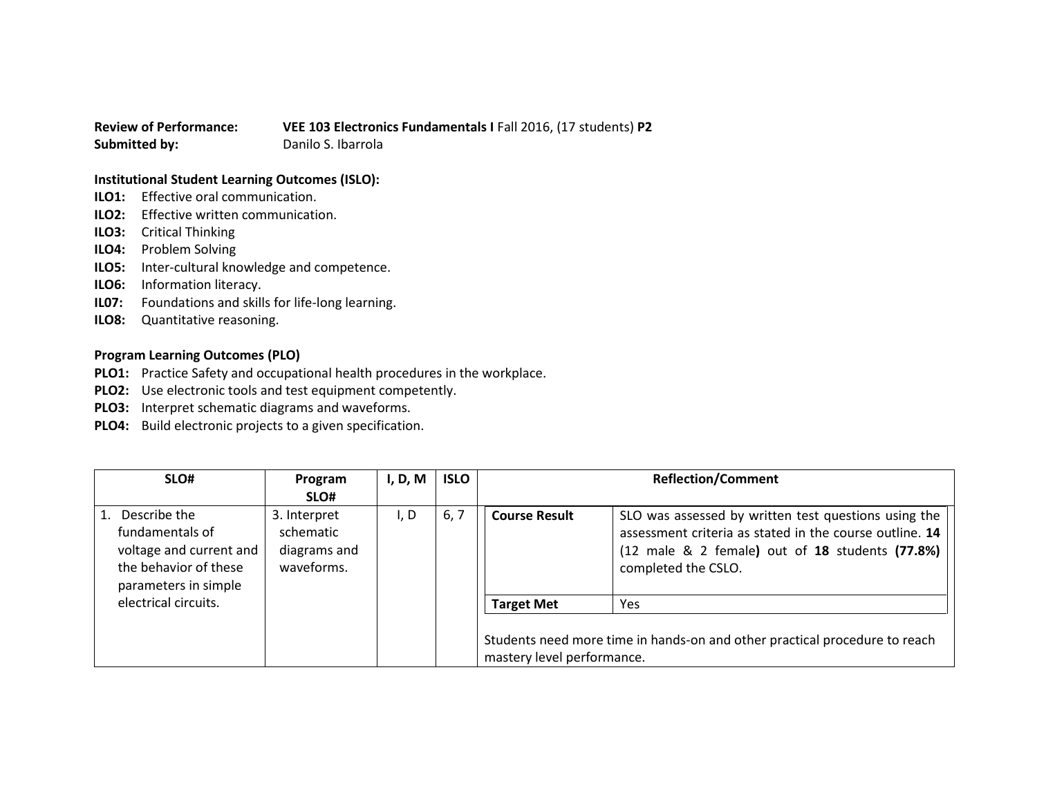**Review of Performance:** **VEE 103 Electronics Fundamentals I** Fall 2016, (17 students) **P2**
**Submitted by:** Danilo S. Ibarrola

**Institutional Student Learning Outcomes (ISLO):**

**ILO1:** Effective oral communication.
**ILO2:** Effective written communication.
**ILO3:** Critical Thinking
**ILO4:** Problem Solving
**ILO5:** Inter-cultural knowledge and competence.
**ILO6:** Information literacy.
**IL07:** Foundations and skills for life-long learning.
**ILO8:** Quantitative reasoning.

**Program Learning Outcomes (PLO)**

**PLO1:** Practice Safety and occupational health procedures in the workplace.
**PLO2:** Use electronic tools and test equipment competently.
**PLO3:** Interpret schematic diagrams and waveforms.
**PLO4:** Build electronic projects to a given specification.

| SLO# | Program SLO# | I, D, M | ISLO | Reflection/Comment | |
|---|---|---|---|---|---|
| 1. Describe the fundamentals of voltage and current and the behavior of these parameters in simple electrical circuits. | 3. Interpret schematic diagrams and waveforms. | I, D | 6, 7 | **Course Result** | SLO was assessed by written test questions using the assessment criteria as stated in the course outline. **14** (12 male & 2 female**)** out of **18** students **(77.8%)** completed the CSLO. |
| | | | | **Target Met** | Yes |
| | | | | Students need more time in hands-on and other practical procedure to reach mastery level performance. | |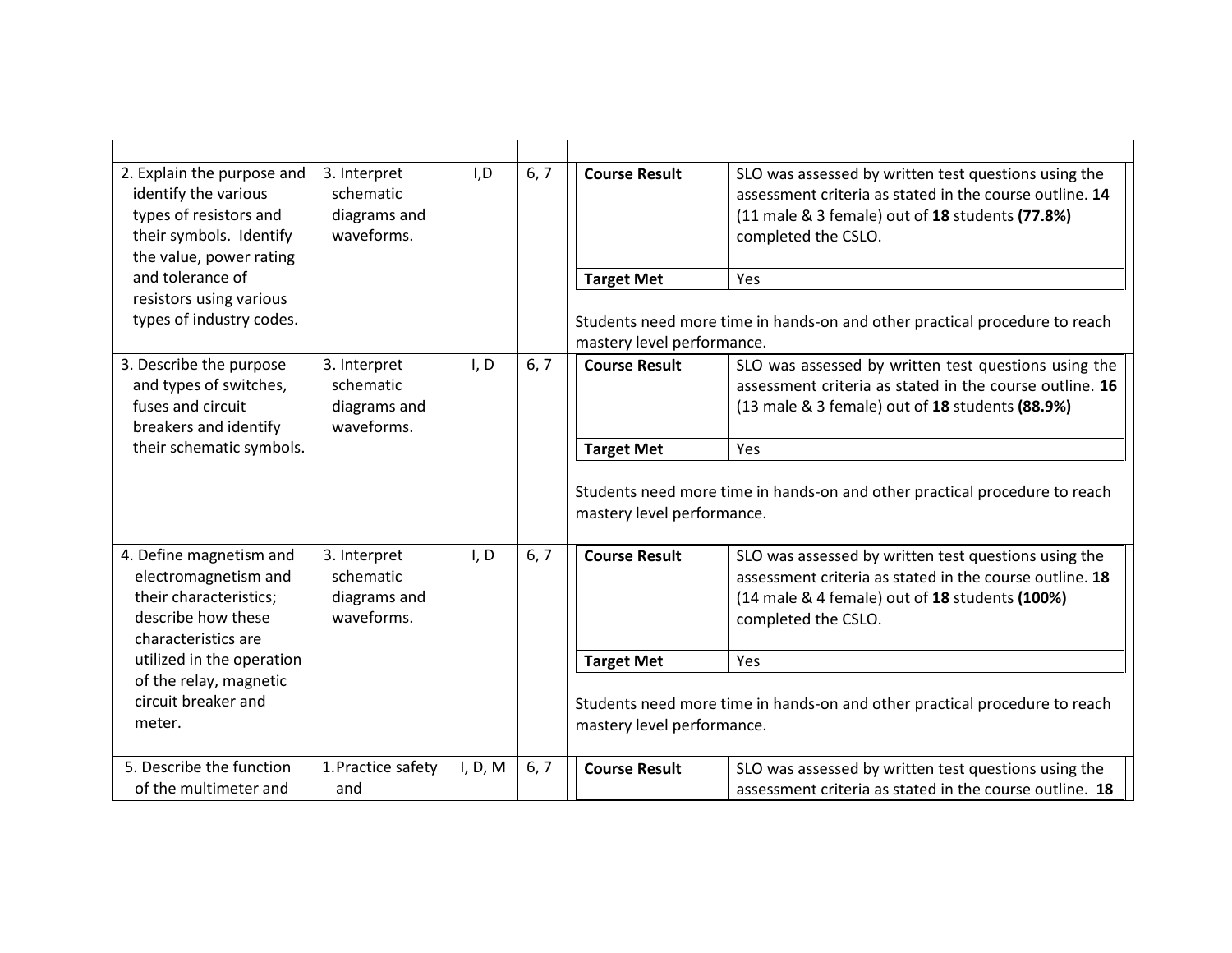| | | | | |
|---|---|---|---|---|
| 2. Explain the purpose and identify the various types of resistors and their symbols. Identify the value, power rating and tolerance of resistors using various types of industry codes. | 3. Interpret schematic diagrams and waveforms. | I,D | 6, 7 | **Course Result**: SLO was assessed by written test questions using the assessment criteria as stated in the course outline. **14** (11 male & 3 female) out of **18** students **(77.8%)** completed the CSLO.<br>**Target Met**: Yes<br>Students need more time in hands-on and other practical procedure to reach mastery level performance. |
| 3. Describe the purpose and types of switches, fuses and circuit breakers and identify their schematic symbols. | 3. Interpret schematic diagrams and waveforms. | I, D | 6, 7 | **Course Result**: SLO was assessed by written test questions using the assessment criteria as stated in the course outline. **16** (13 male & 3 female) out of **18** students **(88.9%)**<br>**Target Met**: Yes<br>Students need more time in hands-on and other practical procedure to reach mastery level performance. |
| 4. Define magnetism and electromagnetism and their characteristics; describe how these characteristics are utilized in the operation of the relay, magnetic circuit breaker and meter. | 3. Interpret schematic diagrams and waveforms. | I, D | 6, 7 | **Course Result**: SLO was assessed by written test questions using the assessment criteria as stated in the course outline. **18** (14 male & 4 female) out of **18** students **(100%)** completed the CSLO.<br>**Target Met**: Yes<br>Students need more time in hands-on and other practical procedure to reach mastery level performance. |
| 5. Describe the function of the multimeter and | 1. Practice safety and | I, D, M | 6, 7 | **Course Result**: SLO was assessed by written test questions using the assessment criteria as stated in the course outline. **18** |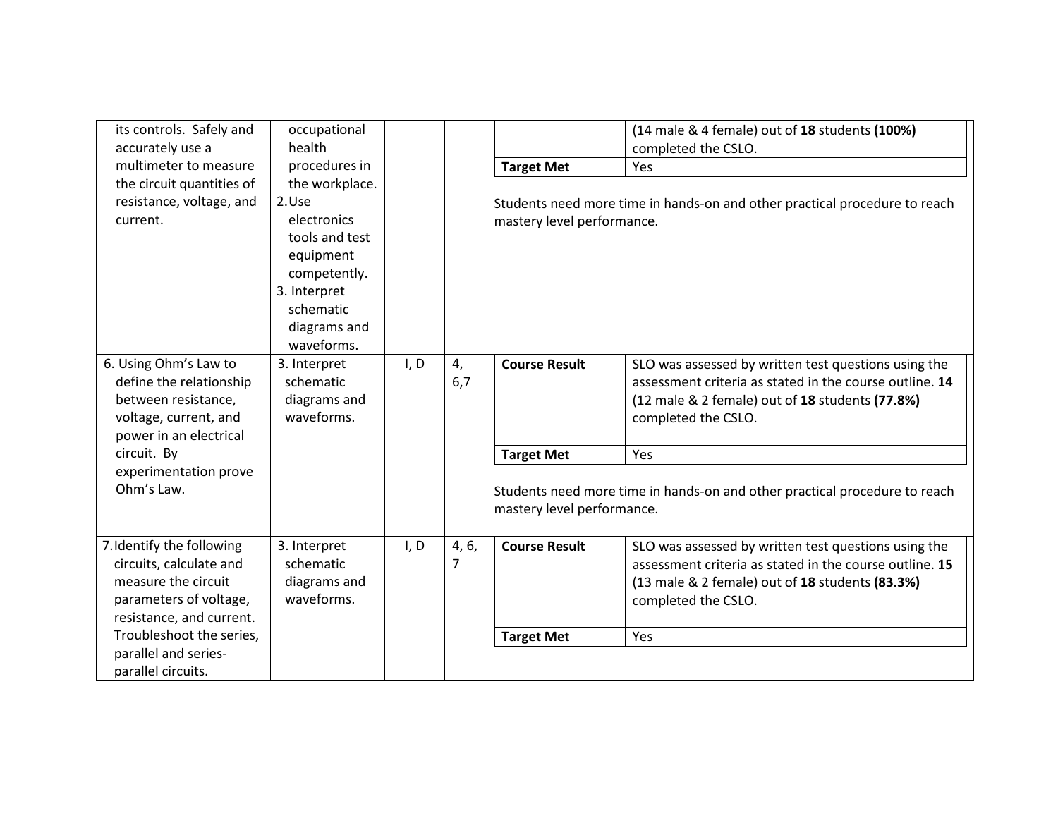| | | | | | |
|---|---|---|---|---|---|
| its controls. Safely and accurately use a multimeter to measure the circuit quantities of resistance, voltage, and current. | occupational health procedures in the workplace.<br>2. Use electronics tools and test equipment competently.<br>3. Interpret schematic diagrams and waveforms. | | | | (14 male & 4 female) out of **18** students **(100%)** completed the CSLO. |
| | | | | **Target Met** | Yes |
| | | | | Students need more time in hands-on and other practical procedure to reach mastery level performance. | |
| 6. Using Ohm's Law to define the relationship between resistance, voltage, current, and power in an electrical circuit. By experimentation prove Ohm's Law. | 3. Interpret schematic diagrams and waveforms. | I, D | 4, 6,7 | **Course Result** | SLO was assessed by written test questions using the assessment criteria as stated in the course outline. **14** (12 male & 2 female) out of **18** students **(77.8%)** completed the CSLO. |
| | | | | **Target Met** | Yes |
| | | | | Students need more time in hands-on and other practical procedure to reach mastery level performance. | |
| 7. Identify the following circuits, calculate and measure the circuit parameters of voltage, resistance, and current. Troubleshoot the series, parallel and series-parallel circuits. | 3. Interpret schematic diagrams and waveforms. | I, D | 4, 6, 7 | **Course Result** | SLO was assessed by written test questions using the assessment criteria as stated in the course outline. **15** (13 male & 2 female) out of **18** students **(83.3%)** completed the CSLO. |
| | | | | **Target Met** | Yes |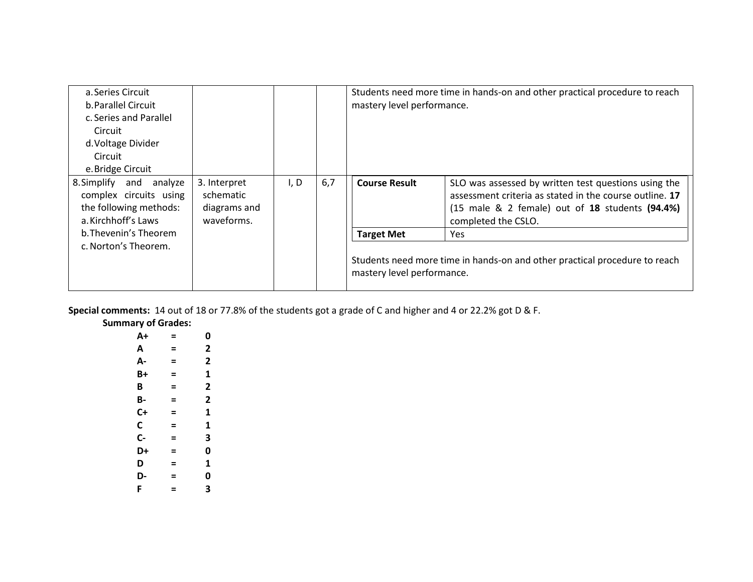| | | | | |
|---|---|---|---|---|
| a. Series Circuit<br>b. Parallel Circuit<br>c. Series and Parallel Circuit<br>d. Voltage Divider Circuit<br>e. Bridge Circuit | | | | Students need more time in hands-on and other practical procedure to reach mastery level performance. |
| 8. Simplify and analyze complex circuits using the following methods:<br>a. Kirchhoff's Laws<br>b. Thevenin's Theorem<br>c. Norton's Theorem. | 3. Interpret schematic diagrams and waveforms. | I, D | 6,7 | **Course Result**: SLO was assessed by written test questions using the assessment criteria as stated in the course outline. **17** (15 male & 2 female) out of **18** students **(94.4%)** completed the CSLO.<br>**Target Met**: Yes<br><br>Students need more time in hands-on and other practical procedure to reach mastery level performance. |

**Special comments:** 14 out of 18 or 77.8% of the students got a grade of C and higher and 4 or 22.2% got D & F.

**Summary of Grades:**

| Grade | | Count |
|---|---|---|
| **A+** | **=** | **0** |
| **A** | **=** | **2** |
| **A-** | **=** | **2** |
| **B+** | **=** | **1** |
| **B** | **=** | **2** |
| **B-** | **=** | **2** |
| **C+** | **=** | **1** |
| **C** | **=** | **1** |
| **C-** | **=** | **3** |
| **D+** | **=** | **0** |
| **D** | **=** | **1** |
| **D-** | **=** | **0** |
| **F** | **=** | **3** |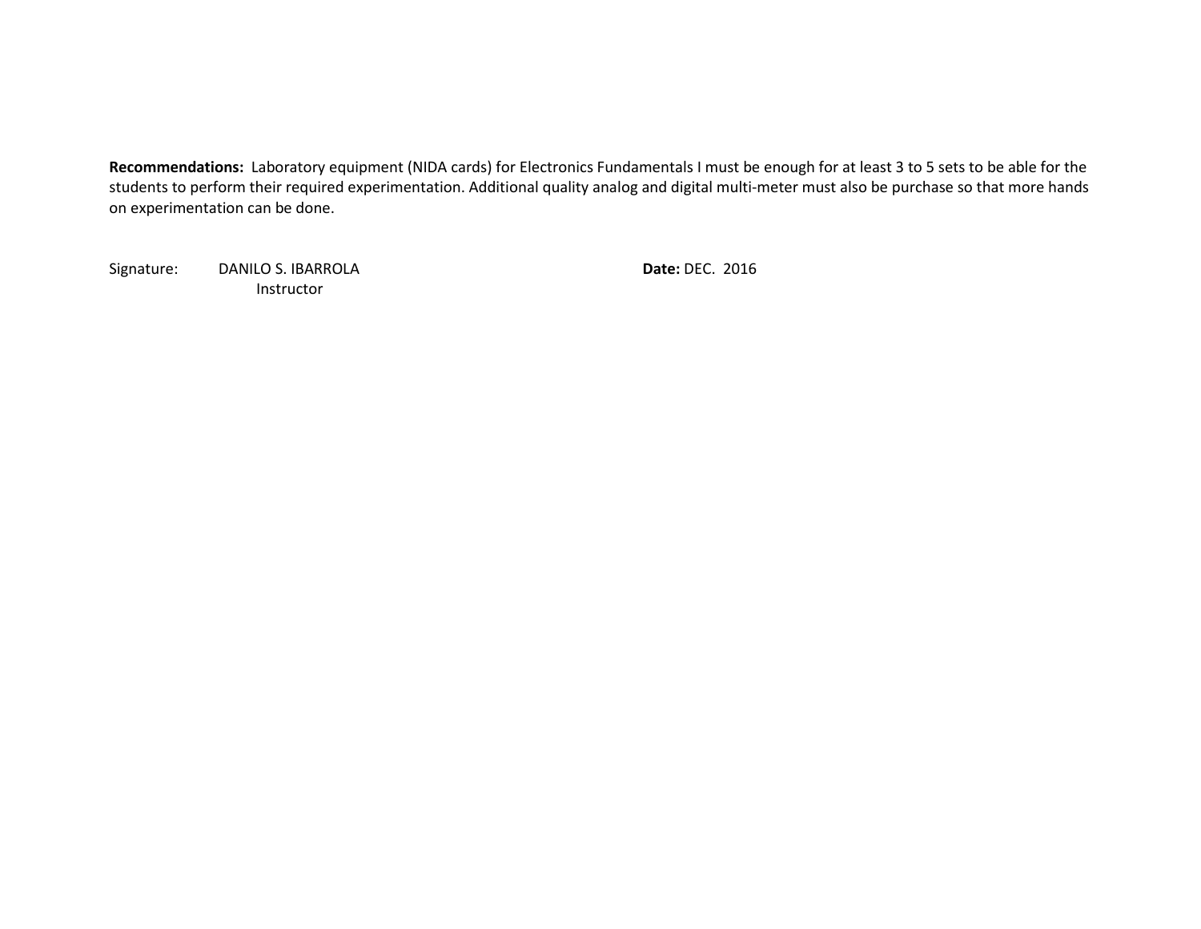**Recommendations:** Laboratory equipment (NIDA cards) for Electronics Fundamentals I must be enough for at least 3 to 5 sets to be able for the students to perform their required experimentation. Additional quality analog and digital multi-meter must also be purchase so that more hands on experimentation can be done.

Signature: DANILO S. IBARROLA
Instructor

**Date:** DEC. 2016